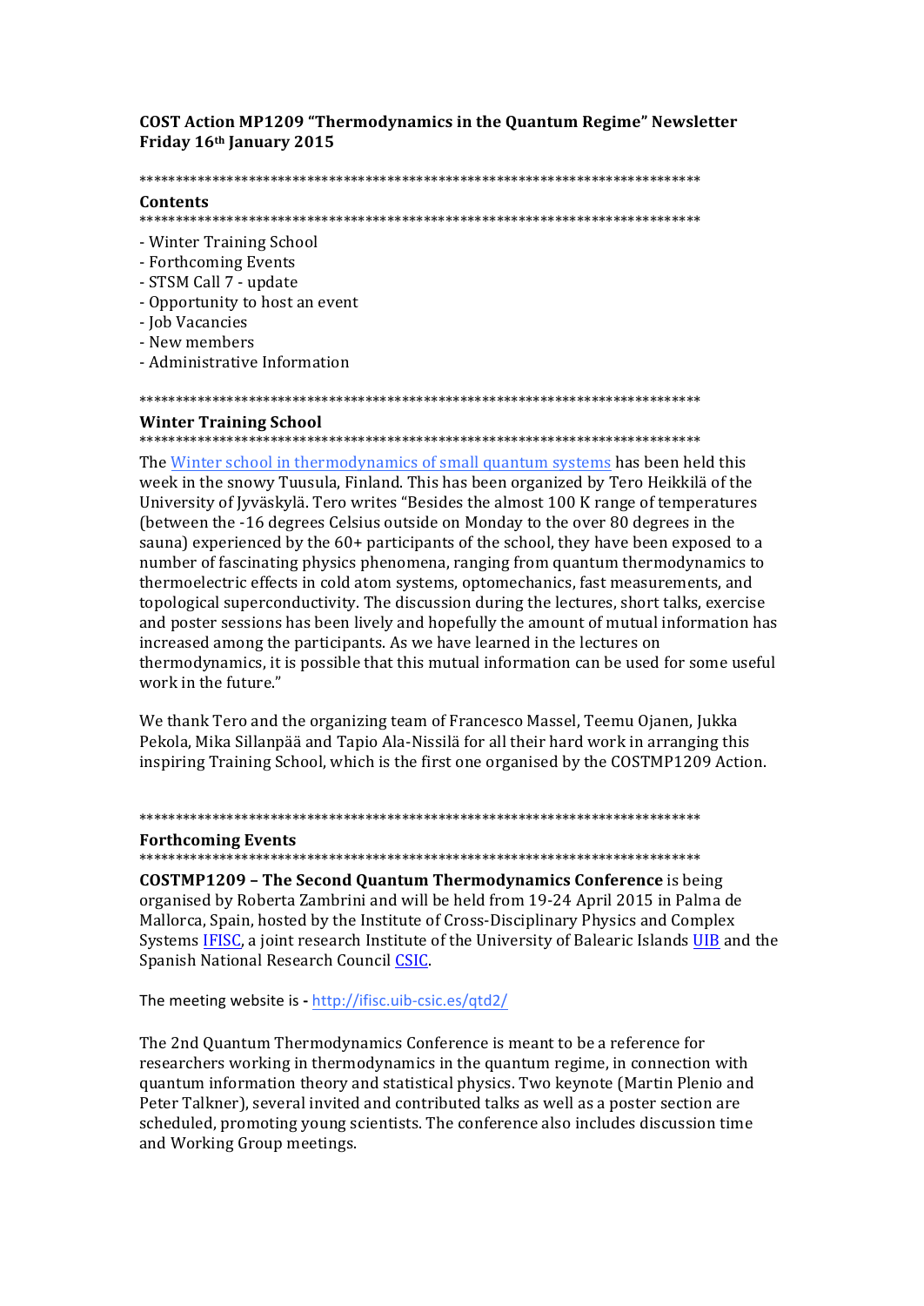**COST Action MP1209 "Thermodynamics in the Quantum Regime" Newsletter**
**Friday 16th January 2015**

********************************************************************************
**Contents**
********************************************************************************

- Winter Training School
- Forthcoming Events
- STSM Call 7 - update
- Opportunity to host an event
- Job Vacancies
- New members
- Administrative Information

********************************************************************************
**Winter Training School**
********************************************************************************

The Winter school in thermodynamics of small quantum systems has been held this week in the snowy Tuusula, Finland. This has been organized by Tero Heikkilä of the University of Jyväskylä. Tero writes "Besides the almost 100 K range of temperatures (between the -16 degrees Celsius outside on Monday to the over 80 degrees in the sauna) experienced by the 60+ participants of the school, they have been exposed to a number of fascinating physics phenomena, ranging from quantum thermodynamics to thermoelectric effects in cold atom systems, optomechanics, fast measurements, and topological superconductivity. The discussion during the lectures, short talks, exercise and poster sessions has been lively and hopefully the amount of mutual information has increased among the participants. As we have learned in the lectures on thermodynamics, it is possible that this mutual information can be used for some useful work in the future."

We thank Tero and the organizing team of Francesco Massel, Teemu Ojanen, Jukka Pekola, Mika Sillanpää and Tapio Ala-Nissilä for all their hard work in arranging this inspiring Training School, which is the first one organised by the COSTMP1209 Action.

********************************************************************************
**Forthcoming Events**
********************************************************************************

**COSTMP1209 – The Second Quantum Thermodynamics Conference** is being organised by Roberta Zambrini and will be held from 19-24 April 2015 in Palma de Mallorca, Spain, hosted by the Institute of Cross-Disciplinary Physics and Complex Systems IFISC, a joint research Institute of the University of Balearic Islands UIB and the Spanish National Research Council CSIC.

The meeting website is - http://ifisc.uib-csic.es/qtd2/

The 2nd Quantum Thermodynamics Conference is meant to be a reference for researchers working in thermodynamics in the quantum regime, in connection with quantum information theory and statistical physics. Two keynote (Martin Plenio and Peter Talkner), several invited and contributed talks as well as a poster section are scheduled, promoting young scientists. The conference also includes discussion time and Working Group meetings.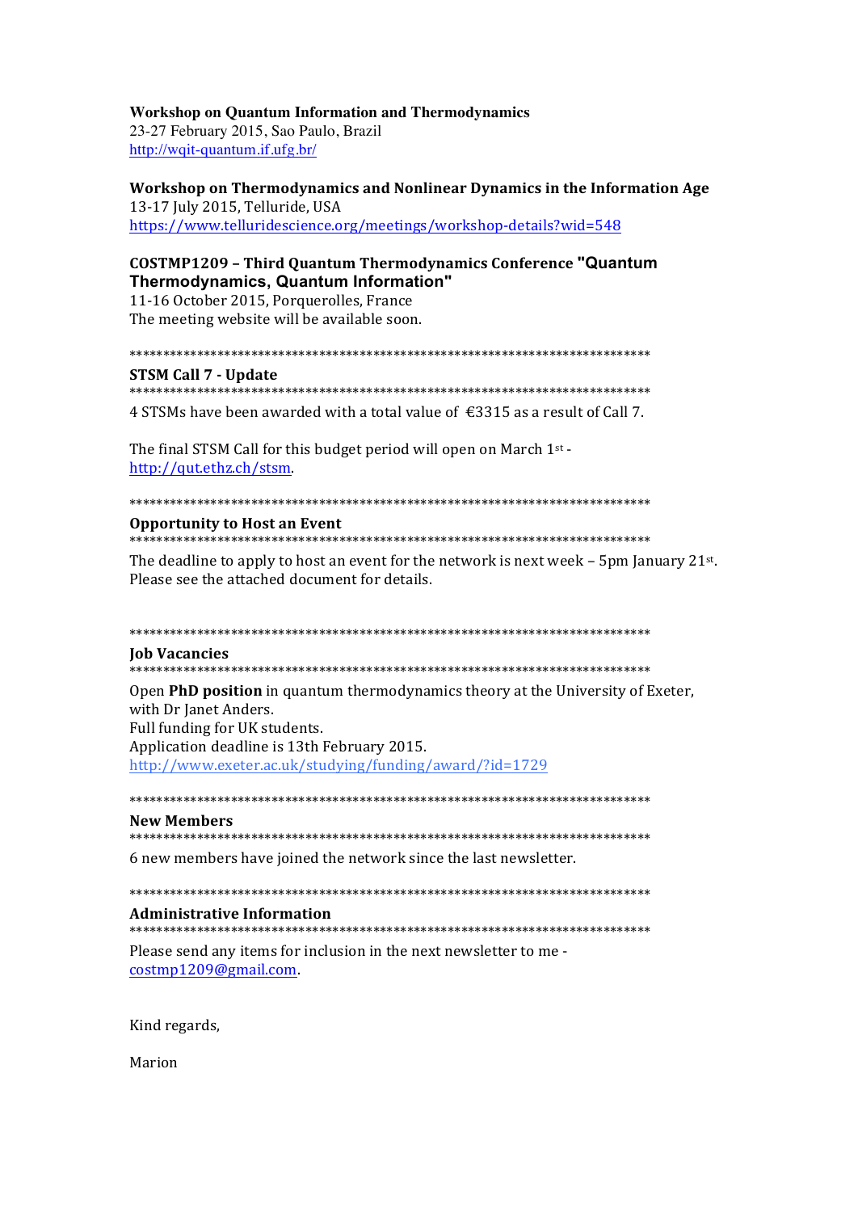**Workshop on Quantum Information and Thermodynamics**
23-27 February 2015, Sao Paulo, Brazil
http://wqit-quantum.if.ufg.br/

**Workshop on Thermodynamics and Nonlinear Dynamics in the Information Age**
13-17 July 2015, Telluride, USA
https://www.telluridescience.org/meetings/workshop-details?wid=548

**COSTMP1209 – Third Quantum Thermodynamics Conference "Quantum Thermodynamics, Quantum Information"**
11-16 October 2015, Porquerolles, France
The meeting website will be available soon.

********************************************************************************
**STSM Call 7 - Update**
********************************************************************************

4 STSMs have been awarded with a total value of €3315 as a result of Call 7.

The final STSM Call for this budget period will open on March 1st - http://qut.ethz.ch/stsm.

********************************************************************************
**Opportunity to Host an Event**
********************************************************************************

The deadline to apply to host an event for the network is next week – 5pm January 21st. Please see the attached document for details.

********************************************************************************
**Job Vacancies**
********************************************************************************

Open **PhD position** in quantum thermodynamics theory at the University of Exeter, with Dr Janet Anders.
Full funding for UK students.
Application deadline is 13th February 2015.
http://www.exeter.ac.uk/studying/funding/award/?id=1729

********************************************************************************
**New Members**
********************************************************************************

6 new members have joined the network since the last newsletter.

********************************************************************************
**Administrative Information**
********************************************************************************

Please send any items for inclusion in the next newsletter to me - costmp1209@gmail.com.

Kind regards,

Marion